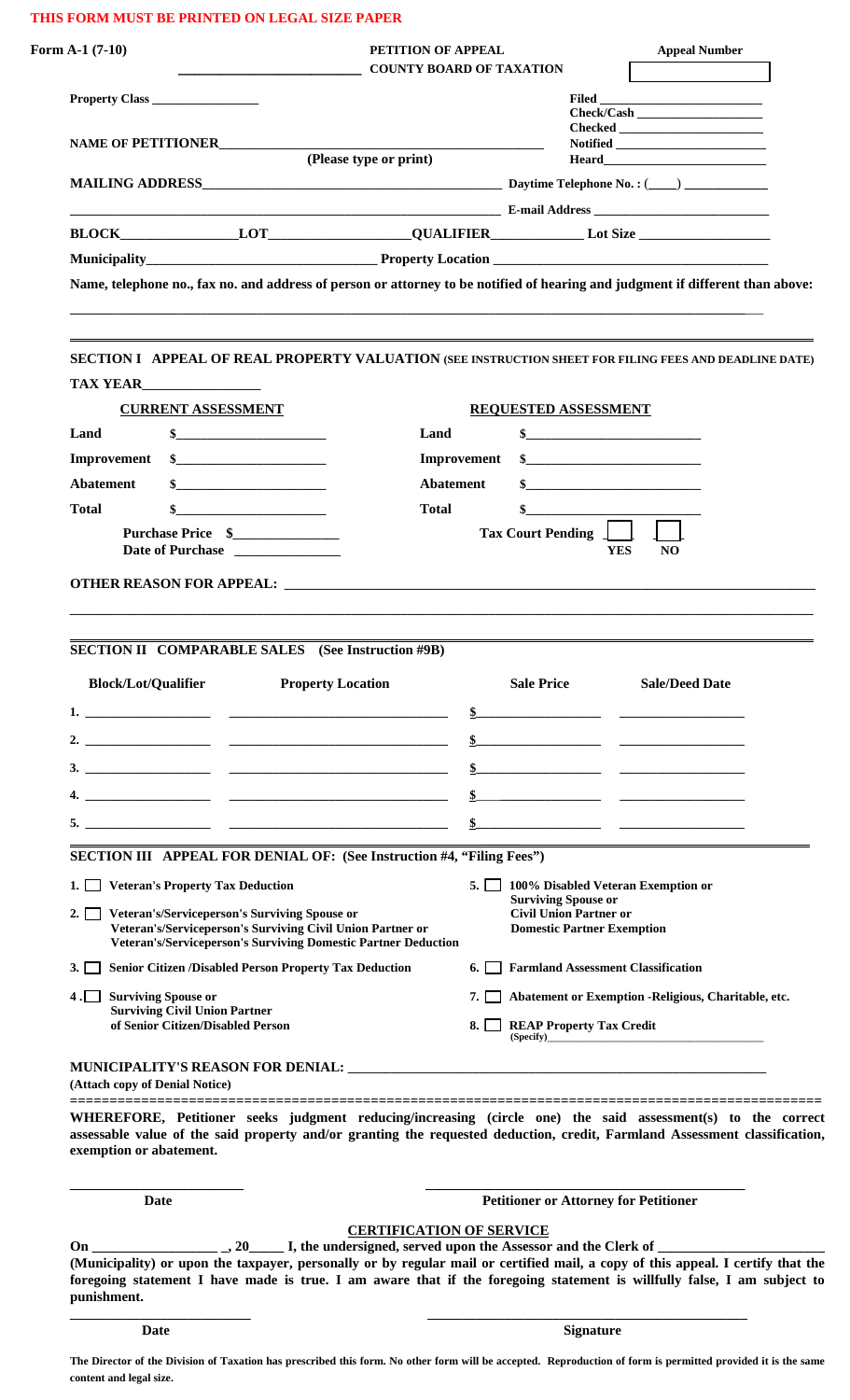**THIS FORM MUST BE PRINTED ON LEGAL SIZE PAPER**

**Form A-1 (7-10)**

**PETITION OF APPEAL**

**\_\_\_\_\_\_\_\_\_\_\_\_\_\_\_\_\_\_\_\_\_\_\_\_\_ COUNTY BOARD OF TAXATION**

**Appeal Number** \_\_\_\_\_\_\_\_\_\_\_\_

**Property Class** \_\_\_\_\_\_\_\_\_\_\_\_\_\_\_\_

**Filed** \_\_\_\_\_\_\_\_\_\_\_\_\_\_\_\_\_\_\_\_\_\_\_\_\_
**Check/Cash** \_\_\_\_\_\_\_\_\_\_\_\_\_\_\_\_\_\_\_\_
**Checked** \_\_\_\_\_\_\_\_\_\_\_\_\_\_\_\_\_\_\_\_\_\_\_
**Notified** \_\_\_\_\_\_\_\_\_\_\_\_\_\_\_\_\_\_\_\_\_\_\_
**Heard** \_\_\_\_\_\_\_\_\_\_\_\_\_\_\_\_\_\_\_\_\_\_\_\_\_

**NAME OF PETITIONER** \_\_\_\_\_\_\_\_\_\_\_\_\_\_\_\_\_\_\_\_\_\_\_\_\_\_\_\_\_\_\_\_\_\_\_\_\_\_\_\_\_\_\_\_\_\_\_\_\_\_\_\_\_
**(Please type or print)**

**MAILING ADDRESS** \_\_\_\_\_\_\_\_\_\_\_\_\_\_\_\_\_\_\_\_\_\_\_\_\_\_\_\_\_\_\_\_\_\_\_\_\_\_\_\_\_\_\_ **Daytime Telephone No. : (\_\_\_\_) \_\_\_\_\_\_\_\_\_\_\_\_**

\_\_\_\_\_\_\_\_\_\_\_\_\_\_\_\_\_\_\_\_\_\_\_\_\_\_\_\_\_\_\_\_\_\_\_\_\_\_\_\_\_\_\_\_\_\_\_\_\_\_\_\_\_\_\_\_\_\_\_\_\_\_ **E-mail Address** \_\_\_\_\_\_\_\_\_\_\_\_\_\_\_\_\_\_\_\_\_\_\_\_\_\_\_\_

**BLOCK** \_\_\_\_\_\_\_\_\_\_\_\_\_\_\_\_ **LOT** \_\_\_\_\_\_\_\_\_\_\_\_\_\_\_\_\_\_\_\_ **QUALIFIER** \_\_\_\_\_\_\_\_\_\_\_\_\_ **Lot Size** \_\_\_\_\_\_\_\_\_\_\_\_\_\_\_\_\_\_\_

**Municipality** \_\_\_\_\_\_\_\_\_\_\_\_\_\_\_\_\_\_\_\_\_\_\_\_\_\_\_\_\_\_\_\_\_ **Property Location** \_\_\_\_\_\_\_\_\_\_\_\_\_\_\_\_\_\_\_\_\_\_\_\_\_\_\_\_\_\_\_\_\_\_\_\_\_\_\_\_\_\_

**Name, telephone no., fax no. and address of person or attorney to be notified of hearing and judgment if different than above:**

\_\_\_\_\_\_\_\_\_\_\_\_\_\_\_\_\_\_\_\_\_\_\_\_\_\_\_\_\_\_\_\_\_\_\_\_\_\_\_\_\_\_\_\_\_\_\_\_\_\_\_\_\_\_\_\_\_\_\_\_\_\_\_\_\_\_\_\_\_\_\_\_\_\_\_\_\_\_\_\_\_\_\_\_\_\_\_\_\_\_\_\_\_\_

## SECTION I APPEAL OF REAL PROPERTY VALUATION (SEE INSTRUCTION SHEET FOR FILING FEES AND DEADLINE DATE)

**TAX YEAR** \_\_\_\_\_\_\_\_\_\_\_\_\_\_\_\_

| **CURRENT ASSESSMENT** | | **REQUESTED ASSESSMENT** | |
|---|---|---|---|
| **Land** | $\_\_\_\_\_\_\_\_\_\_\_\_\_\_\_\_\_\_\_\_ | **Land** | $\_\_\_\_\_\_\_\_\_\_\_\_\_\_\_\_\_\_\_\_ |
| **Improvement** | $\_\_\_\_\_\_\_\_\_\_\_\_\_\_\_\_\_\_\_\_ | **Improvement** | $\_\_\_\_\_\_\_\_\_\_\_\_\_\_\_\_\_\_\_\_ |
| **Abatement** | $\_\_\_\_\_\_\_\_\_\_\_\_\_\_\_\_\_\_\_\_ | **Abatement** | $\_\_\_\_\_\_\_\_\_\_\_\_\_\_\_\_\_\_\_\_ |
| **Total** | $\_\_\_\_\_\_\_\_\_\_\_\_\_\_\_\_\_\_\_\_ | **Total** | $\_\_\_\_\_\_\_\_\_\_\_\_\_\_\_\_\_\_\_\_ |

**Purchase Price** $\_\_\_\_\_\_\_\_\_\_\_\_\_\_\_
**Date of Purchase** \_\_\_\_\_\_\_\_\_\_\_\_\_\_\_

**Tax Court Pending** ☐ **YES** ☐ **NO**

**OTHER REASON FOR APPEAL:** \_\_\_\_\_\_\_\_\_\_\_\_\_\_\_\_\_\_\_\_\_\_\_\_\_\_\_\_\_\_\_\_\_\_\_\_\_\_\_\_\_\_\_\_\_\_\_\_\_\_\_\_\_\_\_\_\_\_\_\_\_\_\_\_\_\_\_\_\_

\_\_\_\_\_\_\_\_\_\_\_\_\_\_\_\_\_\_\_\_\_\_\_\_\_\_\_\_\_\_\_\_\_\_\_\_\_\_\_\_\_\_\_\_\_\_\_\_\_\_\_\_\_\_\_\_\_\_\_\_\_\_\_\_\_\_\_\_\_\_\_\_\_\_\_\_\_\_\_\_\_\_\_\_\_\_\_\_\_\_\_\_\_\_

## SECTION II COMPARABLE SALES (See Instruction #9B)

| | **Block/Lot/Qualifier** | **Property Location** | **Sale Price** | **Sale/Deed Date** |
|---|---|---|---|---|
| 1. | | | $ | |
| 2. | | | $ | |
| 3. | | | $ | |
| 4. | | | $ | |
| 5. | | | $ | |

## SECTION III APPEAL FOR DENIAL OF: (See Instruction #4, "Filing Fees")

1. ☐ **Veteran's Property Tax Deduction**
2. ☐ **Veteran's/Serviceperson's Surviving Spouse or Veteran's/Serviceperson's Surviving Civil Union Partner or Veteran's/Serviceperson's Surviving Domestic Partner Deduction**
3. ☐ **Senior Citizen /Disabled Person Property Tax Deduction**
4. ☐ **Surviving Spouse or Surviving Civil Union Partner of Senior Citizen/Disabled Person**
5. ☐ **100% Disabled Veteran Exemption or Surviving Spouse or Civil Union Partner or Domestic Partner Exemption**
6. ☐ **Farmland Assessment Classification**
7. ☐ **Abatement or Exemption -Religious, Charitable, etc.**
8. ☐ **REAP Property Tax Credit** (Specify)\_\_\_\_\_\_\_\_\_\_\_\_\_\_\_\_\_\_\_\_\_\_\_\_\_\_\_\_\_\_\_\_

**MUNICIPALITY'S REASON FOR DENIAL:** \_\_\_\_\_\_\_\_\_\_\_\_\_\_\_\_\_\_\_\_\_\_\_\_\_\_\_\_\_\_\_\_\_\_\_\_\_\_\_\_\_\_\_\_\_\_\_\_\_\_\_\_\_\_\_\_
**(Attach copy of Denial Notice)**

**WHEREFORE, Petitioner seeks judgment reducing/increasing (circle one) the said assessment(s) to the correct assessable value of the said property and/or granting the requested deduction, credit, Farmland Assessment classification, exemption or abatement.**

\_\_\_\_\_\_\_\_\_\_\_\_\_\_\_\_\_\_\_\_\_\_\_\_\_ \_\_\_\_\_\_\_\_\_\_\_\_\_\_\_\_\_\_\_\_\_\_\_\_\_\_\_\_\_\_\_\_\_\_\_\_\_\_\_\_\_\_\_\_\_\_
**Date** **Petitioner or Attorney for Petitioner**

### CERTIFICATION OF SERVICE

**On \_\_\_\_\_\_\_\_\_\_\_\_\_\_\_\_\_\_ \_, 20\_\_\_\_\_ I, the undersigned, served upon the Assessor and the Clerk of \_\_\_\_\_\_\_\_\_\_\_\_\_\_\_\_\_\_\_\_\_\_\_\_ (Municipality) or upon the taxpayer, personally or by regular mail or certified mail, a copy of this appeal. I certify that the foregoing statement I have made is true. I am aware that if the foregoing statement is willfully false, I am subject to punishment.**

\_\_\_\_\_\_\_\_\_\_\_\_\_\_\_\_\_\_\_\_\_\_\_\_\_\_ \_\_\_\_\_\_\_\_\_\_\_\_\_\_\_\_\_\_\_\_\_\_\_\_\_\_\_\_\_\_\_\_\_\_\_\_\_\_\_\_\_\_\_\_\_\_
**Date** **Signature**

**The Director of the Division of Taxation has prescribed this form. No other form will be accepted. Reproduction of form is permitted provided it is the same content and legal size.**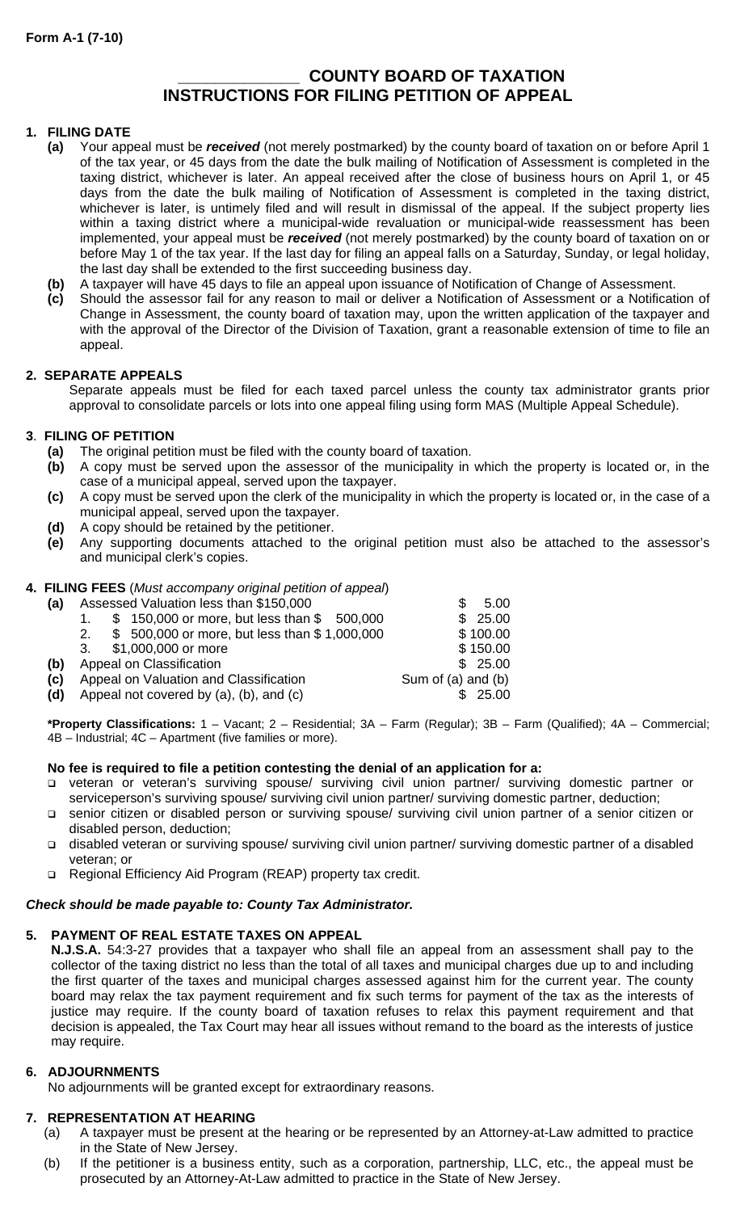**Form A-1 (7-10)**

# _____________ COUNTY BOARD OF TAXATION
# INSTRUCTIONS FOR FILING PETITION OF APPEAL

## 1. FILING DATE

**(a)** Your appeal must be ***received*** (not merely postmarked) by the county board of taxation on or before April 1 of the tax year, or 45 days from the date the bulk mailing of Notification of Assessment is completed in the taxing district, whichever is later. An appeal received after the close of business hours on April 1, or 45 days from the date the bulk mailing of Notification of Assessment is completed in the taxing district, whichever is later, is untimely filed and will result in dismissal of the appeal. If the subject property lies within a taxing district where a municipal-wide revaluation or municipal-wide reassessment has been implemented, your appeal must be ***received*** (not merely postmarked) by the county board of taxation on or before May 1 of the tax year. If the last day for filing an appeal falls on a Saturday, Sunday, or legal holiday, the last day shall be extended to the first succeeding business day.

**(b)** A taxpayer will have 45 days to file an appeal upon issuance of Notification of Change of Assessment.

**(c)** Should the assessor fail for any reason to mail or deliver a Notification of Assessment or a Notification of Change in Assessment, the county board of taxation may, upon the written application of the taxpayer and with the approval of the Director of the Division of Taxation, grant a reasonable extension of time to file an appeal.

## 2. SEPARATE APPEALS

Separate appeals must be filed for each taxed parcel unless the county tax administrator grants prior approval to consolidate parcels or lots into one appeal filing using form MAS (Multiple Appeal Schedule).

## 3. FILING OF PETITION

**(a)** The original petition must be filed with the county board of taxation.

**(b)** A copy must be served upon the assessor of the municipality in which the property is located or, in the case of a municipal appeal, served upon the taxpayer.

**(c)** A copy must be served upon the clerk of the municipality in which the property is located or, in the case of a municipal appeal, served upon the taxpayer.

**(d)** A copy should be retained by the petitioner.

**(e)** Any supporting documents attached to the original petition must also be attached to the assessor's and municipal clerk's copies.

## 4. FILING FEES (*Must accompany original petition of appeal*)

| | | |
|---|---|---|
| **(a)** | Assessed Valuation less than $150,000 | $ 5.00 |
| | 1. $ 150,000 or more, but less than $ 500,000 | $ 25.00 |
| | 2. $ 500,000 or more, but less than $ 1,000,000 | $ 100.00 |
| | 3. $1,000,000 or more | $ 150.00 |
| **(b)** | Appeal on Classification | $ 25.00 |
| **(c)** | Appeal on Valuation and Classification | Sum of (a) and (b) |
| **(d)** | Appeal not covered by (a), (b), and (c) | $ 25.00 |

**\*Property Classifications:** 1 – Vacant; 2 – Residential; 3A – Farm (Regular); 3B – Farm (Qualified); 4A – Commercial; 4B – Industrial; 4C – Apartment (five families or more).

**No fee is required to file a petition contesting the denial of an application for a:**

- veteran or veteran's surviving spouse/ surviving civil union partner/ surviving domestic partner or serviceperson's surviving spouse/ surviving civil union partner/ surviving domestic partner, deduction;
- senior citizen or disabled person or surviving spouse/ surviving civil union partner of a senior citizen or disabled person, deduction;
- disabled veteran or surviving spouse/ surviving civil union partner/ surviving domestic partner of a disabled veteran; or
- Regional Efficiency Aid Program (REAP) property tax credit.

***Check should be made payable to: County Tax Administrator.***

## 5. PAYMENT OF REAL ESTATE TAXES ON APPEAL

**N.J.S.A.** 54:3-27 provides that a taxpayer who shall file an appeal from an assessment shall pay to the collector of the taxing district no less than the total of all taxes and municipal charges due up to and including the first quarter of the taxes and municipal charges assessed against him for the current year. The county board may relax the tax payment requirement and fix such terms for payment of the tax as the interests of justice may require. If the county board of taxation refuses to relax this payment requirement and that decision is appealed, the Tax Court may hear all issues without remand to the board as the interests of justice may require.

## 6. ADJOURNMENTS

No adjournments will be granted except for extraordinary reasons.

## 7. REPRESENTATION AT HEARING

(a) A taxpayer must be present at the hearing or be represented by an Attorney-at-Law admitted to practice in the State of New Jersey.

(b) If the petitioner is a business entity, such as a corporation, partnership, LLC, etc., the appeal must be prosecuted by an Attorney-At-Law admitted to practice in the State of New Jersey.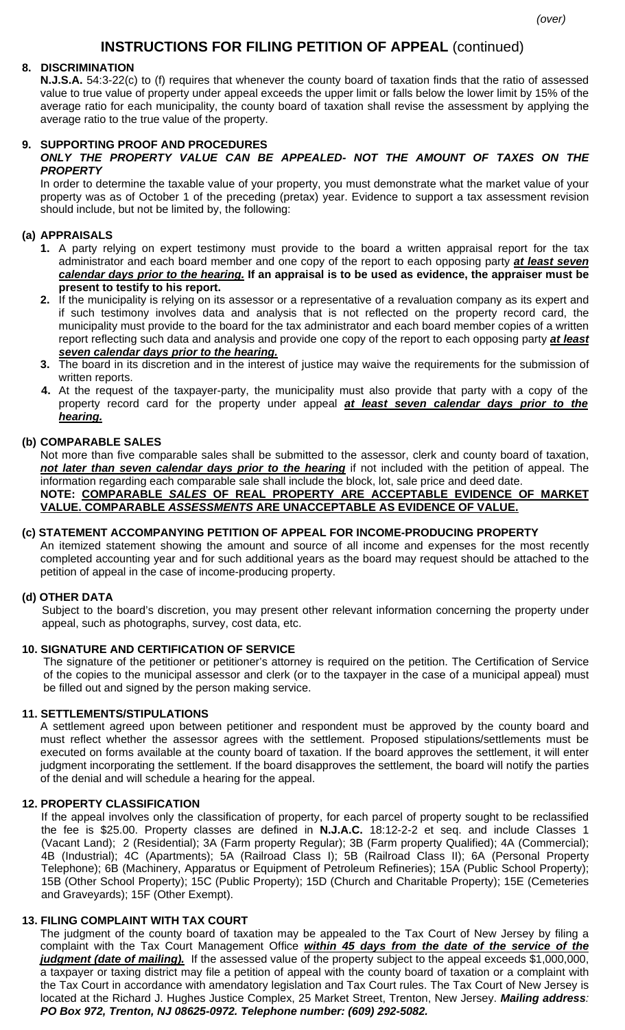*(over)*

# INSTRUCTIONS FOR FILING PETITION OF APPEAL (continued)

## 8. DISCRIMINATION

**N.J.S.A.** 54:3-22(c) to (f) requires that whenever the county board of taxation finds that the ratio of assessed value to true value of property under appeal exceeds the upper limit or falls below the lower limit by 15% of the average ratio for each municipality, the county board of taxation shall revise the assessment by applying the average ratio to the true value of the property.

## 9. SUPPORTING PROOF AND PROCEDURES

***ONLY THE PROPERTY VALUE CAN BE APPEALED- NOT THE AMOUNT OF TAXES ON THE PROPERTY***

In order to determine the taxable value of your property, you must demonstrate what the market value of your property was as of October 1 of the preceding (pretax) year. Evidence to support a tax assessment revision should include, but not be limited by, the following:

### (a) APPRAISALS

1. A party relying on expert testimony must provide to the board a written appraisal report for the tax administrator and each board member and one copy of the report to each opposing party ***at least seven calendar days prior to the hearing.*** **If an appraisal is to be used as evidence, the appraiser must be present to testify to his report.**
2. If the municipality is relying on its assessor or a representative of a revaluation company as its expert and if such testimony involves data and analysis that is not reflected on the property record card, the municipality must provide to the board for the tax administrator and each board member copies of a written report reflecting such data and analysis and provide one copy of the report to each opposing party ***at least seven calendar days prior to the hearing.***
3. The board in its discretion and in the interest of justice may waive the requirements for the submission of written reports.
4. At the request of the taxpayer-party, the municipality must also provide that party with a copy of the property record card for the property under appeal ***at least seven calendar days prior to the hearing.***

### (b) COMPARABLE SALES

Not more than five comparable sales shall be submitted to the assessor, clerk and county board of taxation, ***not later than seven calendar days prior to the hearing*** if not included with the petition of appeal. The information regarding each comparable sale shall include the block, lot, sale price and deed date.

**NOTE: COMPARABLE *SALES* OF REAL PROPERTY ARE ACCEPTABLE EVIDENCE OF MARKET VALUE. COMPARABLE *ASSESSMENTS* ARE UNACCEPTABLE AS EVIDENCE OF VALUE.**

### (c) STATEMENT ACCOMPANYING PETITION OF APPEAL FOR INCOME-PRODUCING PROPERTY

An itemized statement showing the amount and source of all income and expenses for the most recently completed accounting year and for such additional years as the board may request should be attached to the petition of appeal in the case of income-producing property.

### (d) OTHER DATA

Subject to the board's discretion, you may present other relevant information concerning the property under appeal, such as photographs, survey, cost data, etc.

## 10. SIGNATURE AND CERTIFICATION OF SERVICE

The signature of the petitioner or petitioner's attorney is required on the petition. The Certification of Service of the copies to the municipal assessor and clerk (or to the taxpayer in the case of a municipal appeal) must be filled out and signed by the person making service.

## 11. SETTLEMENTS/STIPULATIONS

A settlement agreed upon between petitioner and respondent must be approved by the county board and must reflect whether the assessor agrees with the settlement. Proposed stipulations/settlements must be executed on forms available at the county board of taxation. If the board approves the settlement, it will enter judgment incorporating the settlement. If the board disapproves the settlement, the board will notify the parties of the denial and will schedule a hearing for the appeal.

## 12. PROPERTY CLASSIFICATION

If the appeal involves only the classification of property, for each parcel of property sought to be reclassified the fee is $25.00. Property classes are defined in **N.J.A.C.** 18:12-2-2 et seq. and include Classes 1 (Vacant Land); 2 (Residential); 3A (Farm property Regular); 3B (Farm property Qualified); 4A (Commercial); 4B (Industrial); 4C (Apartments); 5A (Railroad Class I); 5B (Railroad Class II); 6A (Personal Property Telephone); 6B (Machinery, Apparatus or Equipment of Petroleum Refineries); 15A (Public School Property); 15B (Other School Property); 15C (Public Property); 15D (Church and Charitable Property); 15E (Cemeteries and Graveyards); 15F (Other Exempt).

## 13. FILING COMPLAINT WITH TAX COURT

The judgment of the county board of taxation may be appealed to the Tax Court of New Jersey by filing a complaint with the Tax Court Management Office ***within 45 days from the date of the service of the judgment (date of mailing).*** If the assessed value of the property subject to the appeal exceeds $1,000,000, a taxpayer or taxing district may file a petition of appeal with the county board of taxation or a complaint with the Tax Court in accordance with amendatory legislation and Tax Court rules. The Tax Court of New Jersey is located at the Richard J. Hughes Justice Complex, 25 Market Street, Trenton, New Jersey. ***Mailing address: PO Box 972, Trenton, NJ 08625-0972. Telephone number: (609) 292-5082.***